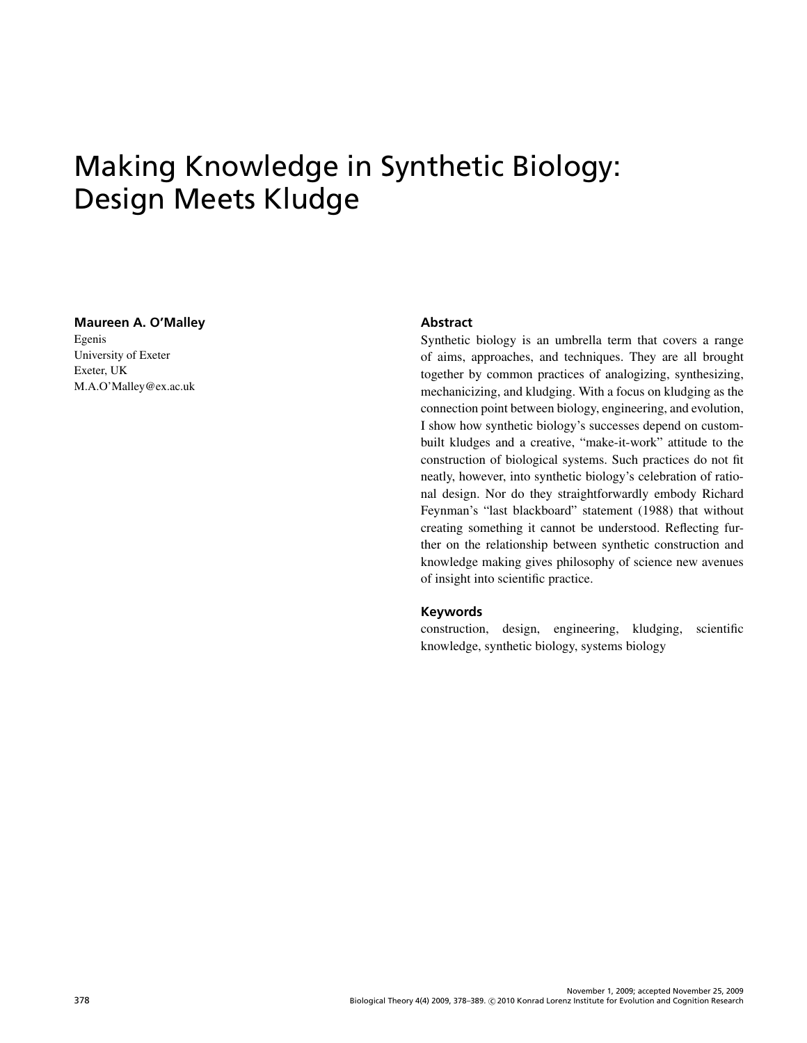# Making Knowledge in Synthetic Biology: Design Meets Kludge

**Maureen A. O'Malley**
Egenis
University of Exeter
Exeter, UK
M.A.O'Malley@ex.ac.uk

## Abstract

Synthetic biology is an umbrella term that covers a range of aims, approaches, and techniques. They are all brought together by common practices of analogizing, synthesizing, mechanicizing, and kludging. With a focus on kludging as the connection point between biology, engineering, and evolution, I show how synthetic biology's successes depend on custom-built kludges and a creative, "make-it-work" attitude to the construction of biological systems. Such practices do not fit neatly, however, into synthetic biology's celebration of rational design. Nor do they straightforwardly embody Richard Feynman's "last blackboard" statement (1988) that without creating something it cannot be understood. Reflecting further on the relationship between synthetic construction and knowledge making gives philosophy of science new avenues of insight into scientific practice.

## Keywords

construction, design, engineering, kludging, scientific knowledge, synthetic biology, systems biology

November 1, 2009; accepted November 25, 2009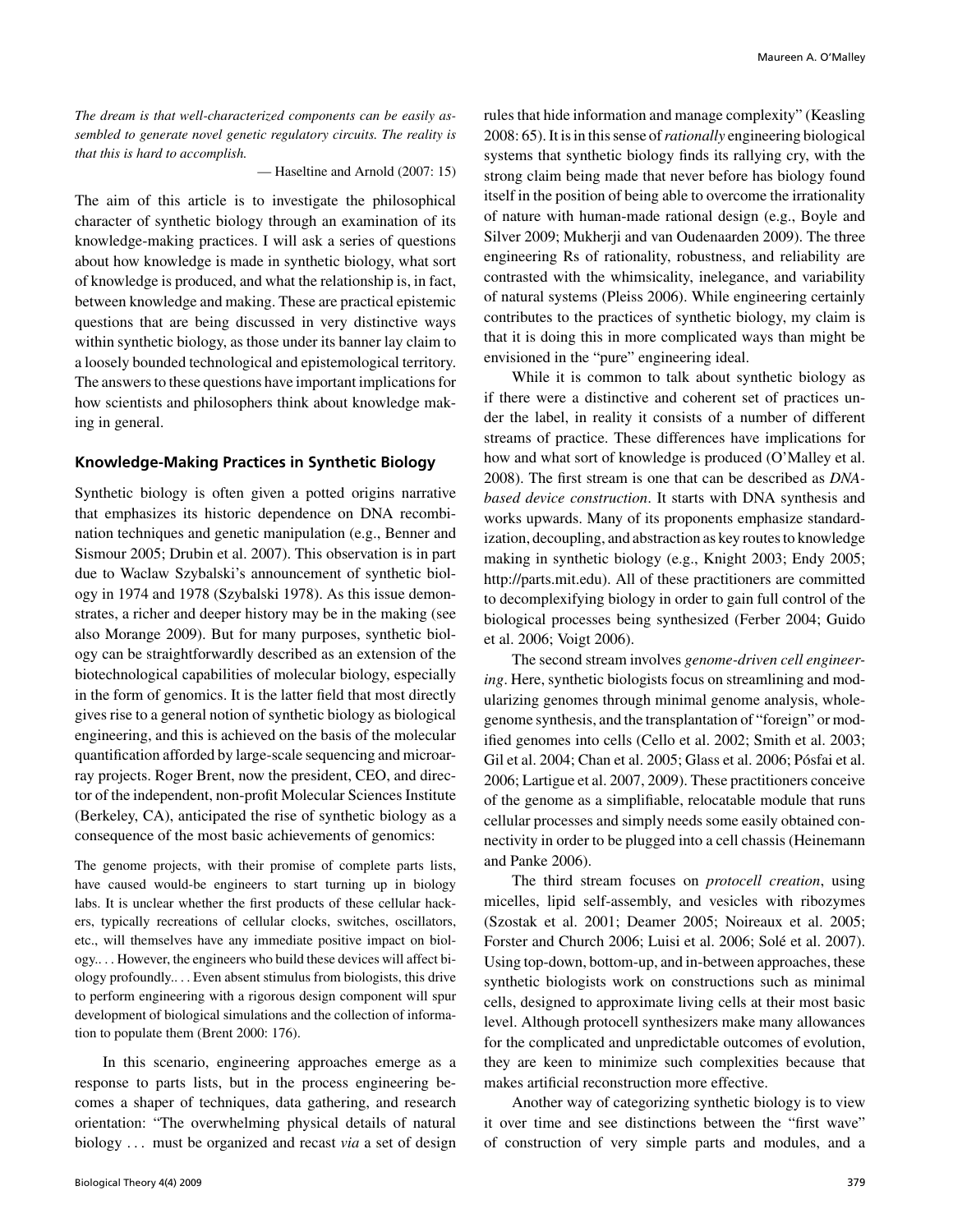*The dream is that well-characterized components can be easily assembled to generate novel genetic regulatory circuits. The reality is that this is hard to accomplish.*

— Haseltine and Arnold (2007: 15)

The aim of this article is to investigate the philosophical character of synthetic biology through an examination of its knowledge-making practices. I will ask a series of questions about how knowledge is made in synthetic biology, what sort of knowledge is produced, and what the relationship is, in fact, between knowledge and making. These are practical epistemic questions that are being discussed in very distinctive ways within synthetic biology, as those under its banner lay claim to a loosely bounded technological and epistemological territory. The answers to these questions have important implications for how scientists and philosophers think about knowledge making in general.

## Knowledge-Making Practices in Synthetic Biology

Synthetic biology is often given a potted origins narrative that emphasizes its historic dependence on DNA recombination techniques and genetic manipulation (e.g., Benner and Sismour 2005; Drubin et al. 2007). This observation is in part due to Waclaw Szybalski's announcement of synthetic biology in 1974 and 1978 (Szybalski 1978). As this issue demonstrates, a richer and deeper history may be in the making (see also Morange 2009). But for many purposes, synthetic biology can be straightforwardly described as an extension of the biotechnological capabilities of molecular biology, especially in the form of genomics. It is the latter field that most directly gives rise to a general notion of synthetic biology as biological engineering, and this is achieved on the basis of the molecular quantification afforded by large-scale sequencing and microarray projects. Roger Brent, now the president, CEO, and director of the independent, non-profit Molecular Sciences Institute (Berkeley, CA), anticipated the rise of synthetic biology as a consequence of the most basic achievements of genomics:

> The genome projects, with their promise of complete parts lists, have caused would-be engineers to start turning up in biology labs. It is unclear whether the first products of these cellular hackers, typically recreations of cellular clocks, switches, oscillators, etc., will themselves have any immediate positive impact on biology.. . . However, the engineers who build these devices will affect biology profoundly.. . . Even absent stimulus from biologists, this drive to perform engineering with a rigorous design component will spur development of biological simulations and the collection of information to populate them (Brent 2000: 176).

In this scenario, engineering approaches emerge as a response to parts lists, but in the process engineering becomes a shaper of techniques, data gathering, and research orientation: "The overwhelming physical details of natural biology . . . must be organized and recast *via* a set of design rules that hide information and manage complexity" (Keasling 2008: 65). It is in this sense of *rationally* engineering biological systems that synthetic biology finds its rallying cry, with the strong claim being made that never before has biology found itself in the position of being able to overcome the irrationality of nature with human-made rational design (e.g., Boyle and Silver 2009; Mukherji and van Oudenaarden 2009). The three engineering Rs of rationality, robustness, and reliability are contrasted with the whimsicality, inelegance, and variability of natural systems (Pleiss 2006). While engineering certainly contributes to the practices of synthetic biology, my claim is that it is doing this in more complicated ways than might be envisioned in the "pure" engineering ideal.

While it is common to talk about synthetic biology as if there were a distinctive and coherent set of practices under the label, in reality it consists of a number of different streams of practice. These differences have implications for how and what sort of knowledge is produced (O'Malley et al. 2008). The first stream is one that can be described as *DNA-based device construction*. It starts with DNA synthesis and works upwards. Many of its proponents emphasize standardization, decoupling, and abstraction as key routes to knowledge making in synthetic biology (e.g., Knight 2003; Endy 2005; http://parts.mit.edu). All of these practitioners are committed to decomplexifying biology in order to gain full control of the biological processes being synthesized (Ferber 2004; Guido et al. 2006; Voigt 2006).

The second stream involves *genome-driven cell engineering*. Here, synthetic biologists focus on streamlining and modularizing genomes through minimal genome analysis, whole-genome synthesis, and the transplantation of "foreign" or modified genomes into cells (Cello et al. 2002; Smith et al. 2003; Gil et al. 2004; Chan et al. 2005; Glass et al. 2006; Pósfai et al. 2006; Lartigue et al. 2007, 2009). These practitioners conceive of the genome as a simplifiable, relocatable module that runs cellular processes and simply needs some easily obtained connectivity in order to be plugged into a cell chassis (Heinemann and Panke 2006).

The third stream focuses on *protocell creation*, using micelles, lipid self-assembly, and vesicles with ribozymes (Szostak et al. 2001; Deamer 2005; Noireaux et al. 2005; Forster and Church 2006; Luisi et al. 2006; Solé et al. 2007). Using top-down, bottom-up, and in-between approaches, these synthetic biologists work on constructions such as minimal cells, designed to approximate living cells at their most basic level. Although protocell synthesizers make many allowances for the complicated and unpredictable outcomes of evolution, they are keen to minimize such complexities because that makes artificial reconstruction more effective.

Another way of categorizing synthetic biology is to view it over time and see distinctions between the "first wave" of construction of very simple parts and modules, and a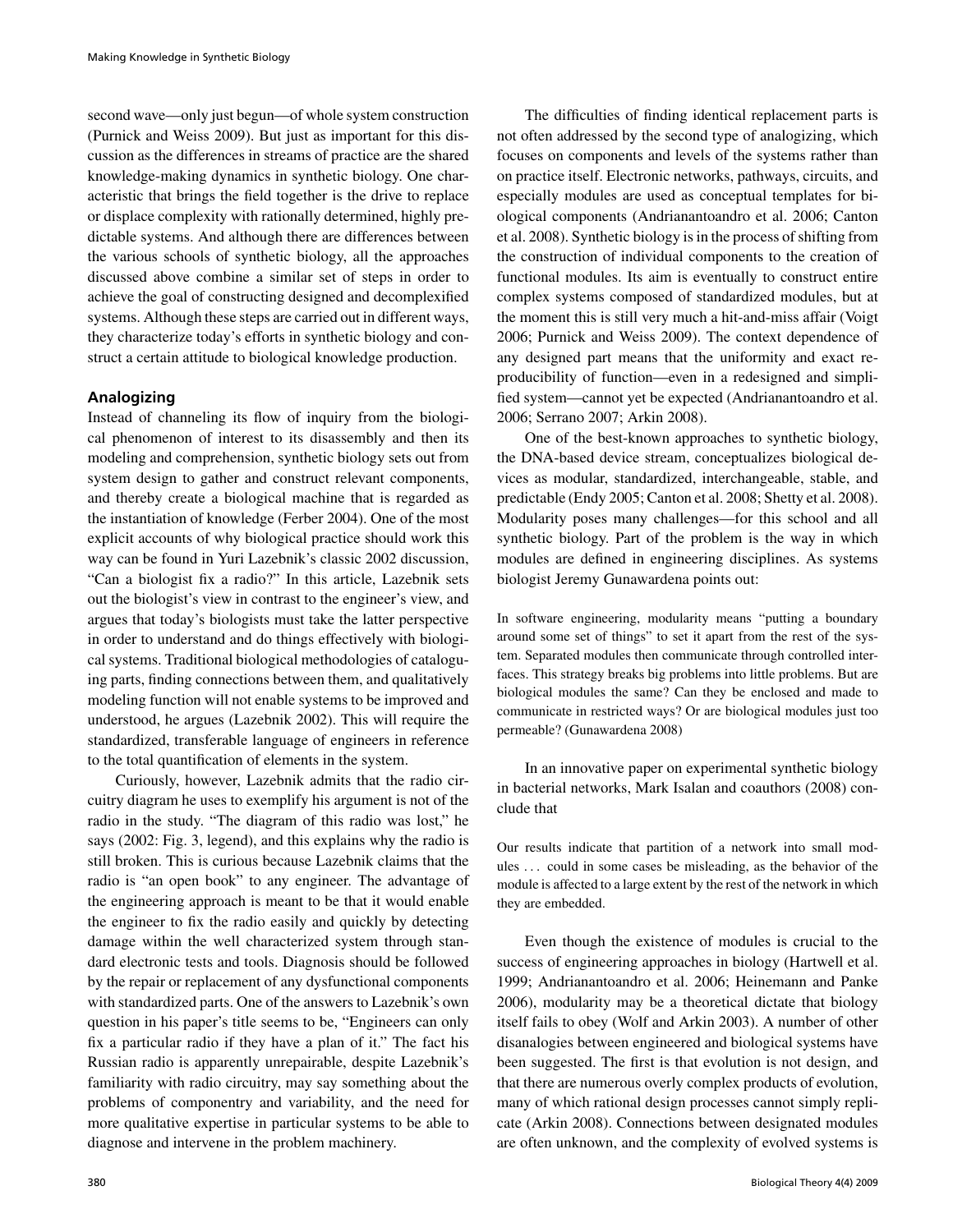second wave—only just begun—of whole system construction (Purnick and Weiss 2009). But just as important for this discussion as the differences in streams of practice are the shared knowledge-making dynamics in synthetic biology. One characteristic that brings the field together is the drive to replace or displace complexity with rationally determined, highly predictable systems. And although there are differences between the various schools of synthetic biology, all the approaches discussed above combine a similar set of steps in order to achieve the goal of constructing designed and decomplexified systems. Although these steps are carried out in different ways, they characterize today's efforts in synthetic biology and construct a certain attitude to biological knowledge production.

## Analogizing

Instead of channeling its flow of inquiry from the biological phenomenon of interest to its disassembly and then its modeling and comprehension, synthetic biology sets out from system design to gather and construct relevant components, and thereby create a biological machine that is regarded as the instantiation of knowledge (Ferber 2004). One of the most explicit accounts of why biological practice should work this way can be found in Yuri Lazebnik's classic 2002 discussion, "Can a biologist fix a radio?" In this article, Lazebnik sets out the biologist's view in contrast to the engineer's view, and argues that today's biologists must take the latter perspective in order to understand and do things effectively with biological systems. Traditional biological methodologies of cataloguing parts, finding connections between them, and qualitatively modeling function will not enable systems to be improved and understood, he argues (Lazebnik 2002). This will require the standardized, transferable language of engineers in reference to the total quantification of elements in the system.

Curiously, however, Lazebnik admits that the radio circuitry diagram he uses to exemplify his argument is not of the radio in the study. "The diagram of this radio was lost," he says (2002: Fig. 3, legend), and this explains why the radio is still broken. This is curious because Lazebnik claims that the radio is "an open book" to any engineer. The advantage of the engineering approach is meant to be that it would enable the engineer to fix the radio easily and quickly by detecting damage within the well characterized system through standard electronic tests and tools. Diagnosis should be followed by the repair or replacement of any dysfunctional components with standardized parts. One of the answers to Lazebnik's own question in his paper's title seems to be, "Engineers can only fix a particular radio if they have a plan of it." The fact his Russian radio is apparently unrepairable, despite Lazebnik's familiarity with radio circuitry, may say something about the problems of componentry and variability, and the need for more qualitative expertise in particular systems to be able to diagnose and intervene in the problem machinery.

The difficulties of finding identical replacement parts is not often addressed by the second type of analogizing, which focuses on components and levels of the systems rather than on practice itself. Electronic networks, pathways, circuits, and especially modules are used as conceptual templates for biological components (Andrianantoandro et al. 2006; Canton et al. 2008). Synthetic biology is in the process of shifting from the construction of individual components to the creation of functional modules. Its aim is eventually to construct entire complex systems composed of standardized modules, but at the moment this is still very much a hit-and-miss affair (Voigt 2006; Purnick and Weiss 2009). The context dependence of any designed part means that the uniformity and exact reproducibility of function—even in a redesigned and simplified system—cannot yet be expected (Andrianantoandro et al. 2006; Serrano 2007; Arkin 2008).

One of the best-known approaches to synthetic biology, the DNA-based device stream, conceptualizes biological devices as modular, standardized, interchangeable, stable, and predictable (Endy 2005; Canton et al. 2008; Shetty et al. 2008). Modularity poses many challenges—for this school and all synthetic biology. Part of the problem is the way in which modules are defined in engineering disciplines. As systems biologist Jeremy Gunawardena points out:

> In software engineering, modularity means "putting a boundary around some set of things" to set it apart from the rest of the system. Separated modules then communicate through controlled interfaces. This strategy breaks big problems into little problems. But are biological modules the same? Can they be enclosed and made to communicate in restricted ways? Or are biological modules just too permeable? (Gunawardena 2008)

In an innovative paper on experimental synthetic biology in bacterial networks, Mark Isalan and coauthors (2008) conclude that

> Our results indicate that partition of a network into small modules . . . could in some cases be misleading, as the behavior of the module is affected to a large extent by the rest of the network in which they are embedded.

Even though the existence of modules is crucial to the success of engineering approaches in biology (Hartwell et al. 1999; Andrianantoandro et al. 2006; Heinemann and Panke 2006), modularity may be a theoretical dictate that biology itself fails to obey (Wolf and Arkin 2003). A number of other disanalogies between engineered and biological systems have been suggested. The first is that evolution is not design, and that there are numerous overly complex products of evolution, many of which rational design processes cannot simply replicate (Arkin 2008). Connections between designated modules are often unknown, and the complexity of evolved systems is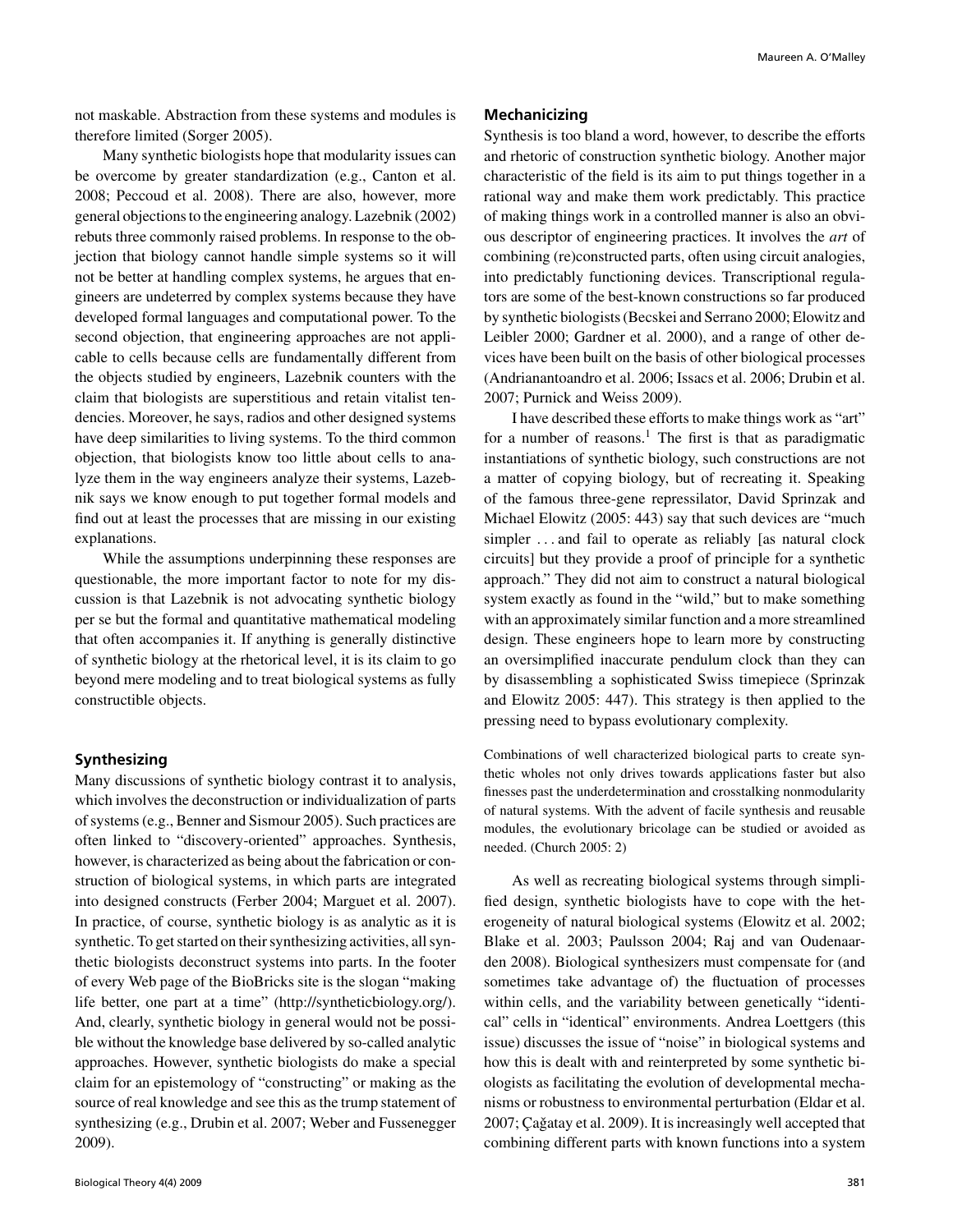not maskable. Abstraction from these systems and modules is therefore limited (Sorger 2005).

Many synthetic biologists hope that modularity issues can be overcome by greater standardization (e.g., Canton et al. 2008; Peccoud et al. 2008). There are also, however, more general objections to the engineering analogy. Lazebnik (2002) rebuts three commonly raised problems. In response to the objection that biology cannot handle simple systems so it will not be better at handling complex systems, he argues that engineers are undeterred by complex systems because they have developed formal languages and computational power. To the second objection, that engineering approaches are not applicable to cells because cells are fundamentally different from the objects studied by engineers, Lazebnik counters with the claim that biologists are superstitious and retain vitalist tendencies. Moreover, he says, radios and other designed systems have deep similarities to living systems. To the third common objection, that biologists know too little about cells to analyze them in the way engineers analyze their systems, Lazebnik says we know enough to put together formal models and find out at least the processes that are missing in our existing explanations.

While the assumptions underpinning these responses are questionable, the more important factor to note for my discussion is that Lazebnik is not advocating synthetic biology per se but the formal and quantitative mathematical modeling that often accompanies it. If anything is generally distinctive of synthetic biology at the rhetorical level, it is its claim to go beyond mere modeling and to treat biological systems as fully constructible objects.

## Synthesizing

Many discussions of synthetic biology contrast it to analysis, which involves the deconstruction or individualization of parts of systems (e.g., Benner and Sismour 2005). Such practices are often linked to "discovery-oriented" approaches. Synthesis, however, is characterized as being about the fabrication or construction of biological systems, in which parts are integrated into designed constructs (Ferber 2004; Marguet et al. 2007). In practice, of course, synthetic biology is as analytic as it is synthetic. To get started on their synthesizing activities, all synthetic biologists deconstruct systems into parts. In the footer of every Web page of the BioBricks site is the slogan "making life better, one part at a time" (http://syntheticbiology.org/). And, clearly, synthetic biology in general would not be possible without the knowledge base delivered by so-called analytic approaches. However, synthetic biologists do make a special claim for an epistemology of "constructing" or making as the source of real knowledge and see this as the trump statement of synthesizing (e.g., Drubin et al. 2007; Weber and Fussenegger 2009).

## Mechanicizing

Synthesis is too bland a word, however, to describe the efforts and rhetoric of construction synthetic biology. Another major characteristic of the field is its aim to put things together in a rational way and make them work predictably. This practice of making things work in a controlled manner is also an obvious descriptor of engineering practices. It involves the *art* of combining (re)constructed parts, often using circuit analogies, into predictably functioning devices. Transcriptional regulators are some of the best-known constructions so far produced by synthetic biologists (Becskei and Serrano 2000; Elowitz and Leibler 2000; Gardner et al. 2000), and a range of other devices have been built on the basis of other biological processes (Andrianantoandro et al. 2006; Issacs et al. 2006; Drubin et al. 2007; Purnick and Weiss 2009).

I have described these efforts to make things work as "art" for a number of reasons.[1] The first is that as paradigmatic instantiations of synthetic biology, such constructions are not a matter of copying biology, but of recreating it. Speaking of the famous three-gene repressilator, David Sprinzak and Michael Elowitz (2005: 443) say that such devices are "much simpler . . . and fail to operate as reliably [as natural clock circuits] but they provide a proof of principle for a synthetic approach." They did not aim to construct a natural biological system exactly as found in the "wild," but to make something with an approximately similar function and a more streamlined design. These engineers hope to learn more by constructing an oversimplified inaccurate pendulum clock than they can by disassembling a sophisticated Swiss timepiece (Sprinzak and Elowitz 2005: 447). This strategy is then applied to the pressing need to bypass evolutionary complexity.

> Combinations of well characterized biological parts to create synthetic wholes not only drives towards applications faster but also finesses past the underdetermination and crosstalking nonmodularity of natural systems. With the advent of facile synthesis and reusable modules, the evolutionary bricolage can be studied or avoided as needed. (Church 2005: 2)

As well as recreating biological systems through simplified design, synthetic biologists have to cope with the heterogeneity of natural biological systems (Elowitz et al. 2002; Blake et al. 2003; Paulsson 2004; Raj and van Oudenaarden 2008). Biological synthesizers must compensate for (and sometimes take advantage of) the fluctuation of processes within cells, and the variability between genetically "identical" cells in "identical" environments. Andrea Loettgers (this issue) discusses the issue of "noise" in biological systems and how this is dealt with and reinterpreted by some synthetic biologists as facilitating the evolution of developmental mechanisms or robustness to environmental perturbation (Eldar et al. 2007; Çağatay et al. 2009). It is increasingly well accepted that combining different parts with known functions into a system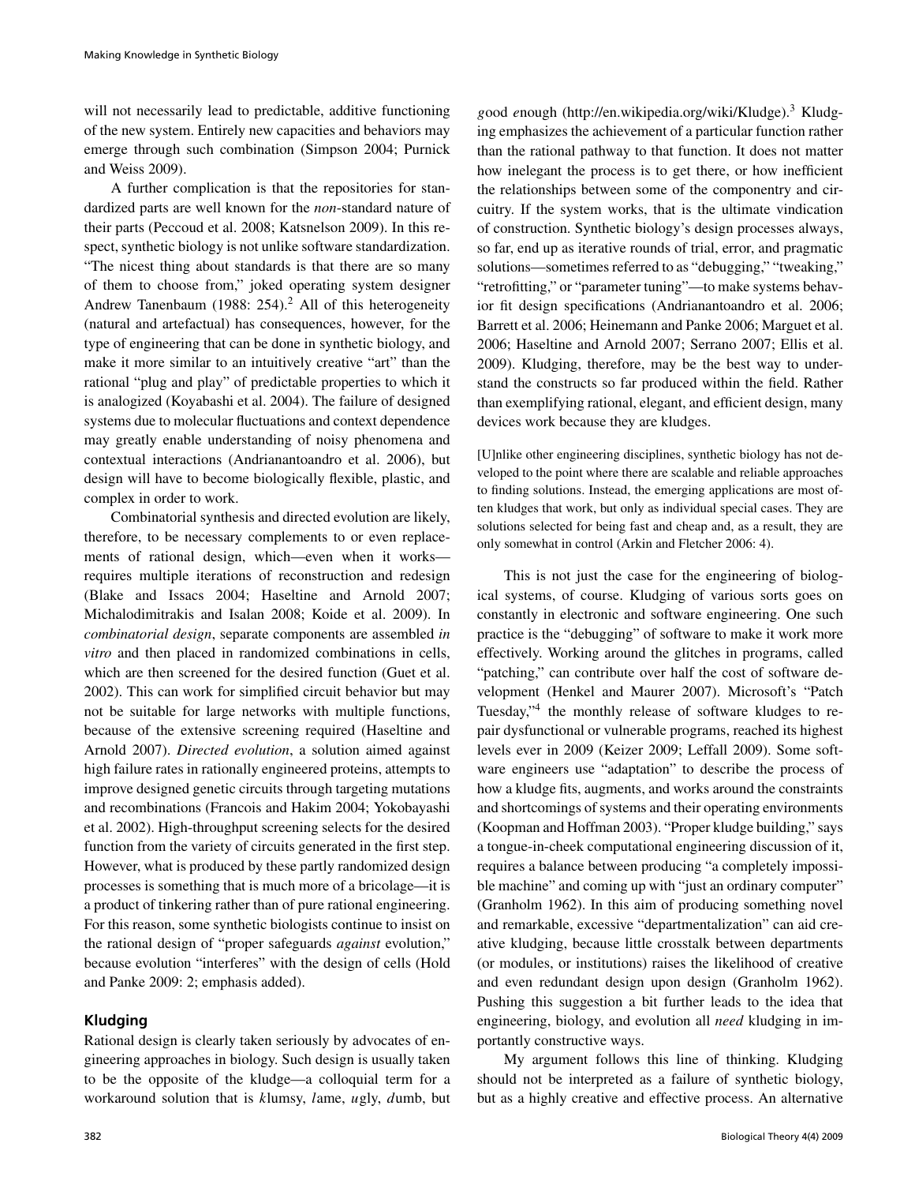will not necessarily lead to predictable, additive functioning of the new system. Entirely new capacities and behaviors may emerge through such combination (Simpson 2004; Purnick and Weiss 2009).

A further complication is that the repositories for standardized parts are well known for the *non*-standard nature of their parts (Peccoud et al. 2008; Katsnelson 2009). In this respect, synthetic biology is not unlike software standardization. "The nicest thing about standards is that there are so many of them to choose from," joked operating system designer Andrew Tanenbaum (1988: 254).[2] All of this heterogeneity (natural and artefactual) has consequences, however, for the type of engineering that can be done in synthetic biology, and make it more similar to an intuitively creative "art" than the rational "plug and play" of predictable properties to which it is analogized (Koyabashi et al. 2004). The failure of designed systems due to molecular fluctuations and context dependence may greatly enable understanding of noisy phenomena and contextual interactions (Andrianantoandro et al. 2006), but design will have to become biologically flexible, plastic, and complex in order to work.

Combinatorial synthesis and directed evolution are likely, therefore, to be necessary complements to or even replacements of rational design, which—even when it works—requires multiple iterations of reconstruction and redesign (Blake and Issacs 2004; Haseltine and Arnold 2007; Michalodimitrakis and Isalan 2008; Koide et al. 2009). In *combinatorial design*, separate components are assembled *in vitro* and then placed in randomized combinations in cells, which are then screened for the desired function (Guet et al. 2002). This can work for simplified circuit behavior but may not be suitable for large networks with multiple functions, because of the extensive screening required (Haseltine and Arnold 2007). *Directed evolution*, a solution aimed against high failure rates in rationally engineered proteins, attempts to improve designed genetic circuits through targeting mutations and recombinations (Francois and Hakim 2004; Yokobayashi et al. 2002). High-throughput screening selects for the desired function from the variety of circuits generated in the first step. However, what is produced by these partly randomized design processes is something that is much more of a bricolage—it is a product of tinkering rather than of pure rational engineering. For this reason, some synthetic biologists continue to insist on the rational design of "proper safeguards *against* evolution," because evolution "interferes" with the design of cells (Hold and Panke 2009: 2; emphasis added).

## Kludging

Rational design is clearly taken seriously by advocates of engineering approaches in biology. Such design is usually taken to be the opposite of the kludge—a colloquial term for a workaround solution that is *k*lumsy, *l*ame, *u*gly, *d*umb, but *g*ood *e*nough (http://en.wikipedia.org/wiki/Kludge).[3] Kludging emphasizes the achievement of a particular function rather than the rational pathway to that function. It does not matter how inelegant the process is to get there, or how inefficient the relationships between some of the componentry and circuitry. If the system works, that is the ultimate vindication of construction. Synthetic biology's design processes always, so far, end up as iterative rounds of trial, error, and pragmatic solutions—sometimes referred to as "debugging," "tweaking," "retrofitting," or "parameter tuning"—to make systems behavior fit design specifications (Andrianantoandro et al. 2006; Barrett et al. 2006; Heinemann and Panke 2006; Marguet et al. 2006; Haseltine and Arnold 2007; Serrano 2007; Ellis et al. 2009). Kludging, therefore, may be the best way to understand the constructs so far produced within the field. Rather than exemplifying rational, elegant, and efficient design, many devices work because they are kludges.

> [U]nlike other engineering disciplines, synthetic biology has not developed to the point where there are scalable and reliable approaches to finding solutions. Instead, the emerging applications are most often kludges that work, but only as individual special cases. They are solutions selected for being fast and cheap and, as a result, they are only somewhat in control (Arkin and Fletcher 2006: 4).

This is not just the case for the engineering of biological systems, of course. Kludging of various sorts goes on constantly in electronic and software engineering. One such practice is the "debugging" of software to make it work more effectively. Working around the glitches in programs, called "patching," can contribute over half the cost of software development (Henkel and Maurer 2007). Microsoft's "Patch Tuesday,"[4] the monthly release of software kludges to repair dysfunctional or vulnerable programs, reached its highest levels ever in 2009 (Keizer 2009; Leffall 2009). Some software engineers use "adaptation" to describe the process of how a kludge fits, augments, and works around the constraints and shortcomings of systems and their operating environments (Koopman and Hoffman 2003). "Proper kludge building," says a tongue-in-cheek computational engineering discussion of it, requires a balance between producing "a completely impossible machine" and coming up with "just an ordinary computer" (Granholm 1962). In this aim of producing something novel and remarkable, excessive "departmentalization" can aid creative kludging, because little crosstalk between departments (or modules, or institutions) raises the likelihood of creative and even redundant design upon design (Granholm 1962). Pushing this suggestion a bit further leads to the idea that engineering, biology, and evolution all *need* kludging in importantly constructive ways.

My argument follows this line of thinking. Kludging should not be interpreted as a failure of synthetic biology, but as a highly creative and effective process. An alternative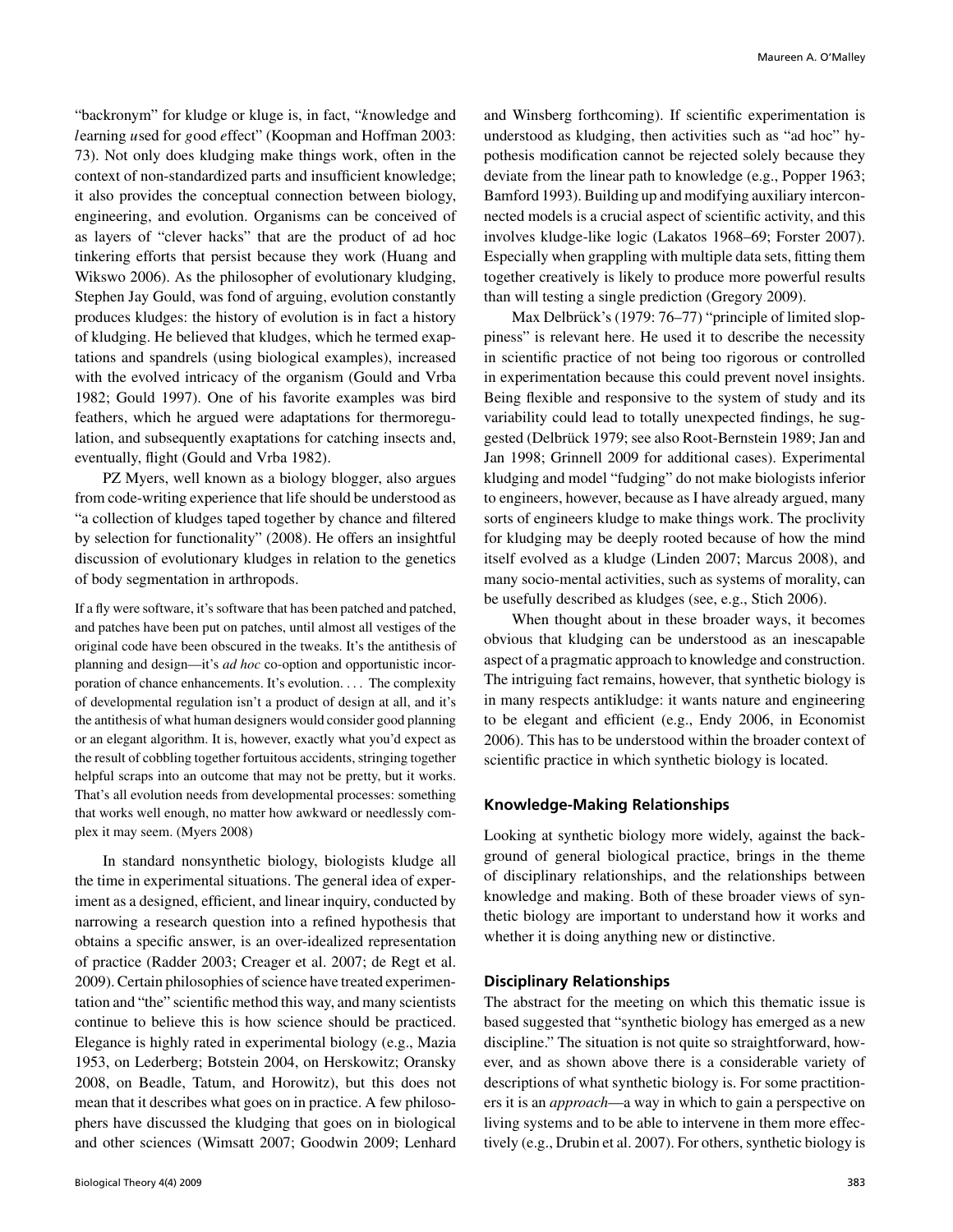"backronym" for kludge or kluge is, in fact, "*k*nowledge and *l*earning *u*sed for *g*ood *e*ffect" (Koopman and Hoffman 2003: 73). Not only does kludging make things work, often in the context of non-standardized parts and insufficient knowledge; it also provides the conceptual connection between biology, engineering, and evolution. Organisms can be conceived of as layers of "clever hacks" that are the product of ad hoc tinkering efforts that persist because they work (Huang and Wikswo 2006). As the philosopher of evolutionary kludging, Stephen Jay Gould, was fond of arguing, evolution constantly produces kludges: the history of evolution is in fact a history of kludging. He believed that kludges, which he termed exaptations and spandrels (using biological examples), increased with the evolved intricacy of the organism (Gould and Vrba 1982; Gould 1997). One of his favorite examples was bird feathers, which he argued were adaptations for thermoregulation, and subsequently exaptations for catching insects and, eventually, flight (Gould and Vrba 1982).

PZ Myers, well known as a biology blogger, also argues from code-writing experience that life should be understood as "a collection of kludges taped together by chance and filtered by selection for functionality" (2008). He offers an insightful discussion of evolutionary kludges in relation to the genetics of body segmentation in arthropods.

> If a fly were software, it's software that has been patched and patched, and patches have been put on patches, until almost all vestiges of the original code have been obscured in the tweaks. It's the antithesis of planning and design—it's *ad hoc* co-option and opportunistic incorporation of chance enhancements. It's evolution. . . . The complexity of developmental regulation isn't a product of design at all, and it's the antithesis of what human designers would consider good planning or an elegant algorithm. It is, however, exactly what you'd expect as the result of cobbling together fortuitous accidents, stringing together helpful scraps into an outcome that may not be pretty, but it works. That's all evolution needs from developmental processes: something that works well enough, no matter how awkward or needlessly complex it may seem. (Myers 2008)

In standard nonsynthetic biology, biologists kludge all the time in experimental situations. The general idea of experiment as a designed, efficient, and linear inquiry, conducted by narrowing a research question into a refined hypothesis that obtains a specific answer, is an over-idealized representation of practice (Radder 2003; Creager et al. 2007; de Regt et al. 2009). Certain philosophies of science have treated experimentation and "the" scientific method this way, and many scientists continue to believe this is how science should be practiced. Elegance is highly rated in experimental biology (e.g., Mazia 1953, on Lederberg; Botstein 2004, on Herskowitz; Oransky 2008, on Beadle, Tatum, and Horowitz), but this does not mean that it describes what goes on in practice. A few philosophers have discussed the kludging that goes on in biological and other sciences (Wimsatt 2007; Goodwin 2009; Lenhard and Winsberg forthcoming). If scientific experimentation is understood as kludging, then activities such as "ad hoc" hypothesis modification cannot be rejected solely because they deviate from the linear path to knowledge (e.g., Popper 1963; Bamford 1993). Building up and modifying auxiliary interconnected models is a crucial aspect of scientific activity, and this involves kludge-like logic (Lakatos 1968–69; Forster 2007). Especially when grappling with multiple data sets, fitting them together creatively is likely to produce more powerful results than will testing a single prediction (Gregory 2009).

Max Delbrück's (1979: 76–77) "principle of limited sloppiness" is relevant here. He used it to describe the necessity in scientific practice of not being too rigorous or controlled in experimentation because this could prevent novel insights. Being flexible and responsive to the system of study and its variability could lead to totally unexpected findings, he suggested (Delbrück 1979; see also Root-Bernstein 1989; Jan and Jan 1998; Grinnell 2009 for additional cases). Experimental kludging and model "fudging" do not make biologists inferior to engineers, however, because as I have already argued, many sorts of engineers kludge to make things work. The proclivity for kludging may be deeply rooted because of how the mind itself evolved as a kludge (Linden 2007; Marcus 2008), and many socio-mental activities, such as systems of morality, can be usefully described as kludges (see, e.g., Stich 2006).

When thought about in these broader ways, it becomes obvious that kludging can be understood as an inescapable aspect of a pragmatic approach to knowledge and construction. The intriguing fact remains, however, that synthetic biology is in many respects antikludge: it wants nature and engineering to be elegant and efficient (e.g., Endy 2006, in Economist 2006). This has to be understood within the broader context of scientific practice in which synthetic biology is located.

## Knowledge-Making Relationships

Looking at synthetic biology more widely, against the background of general biological practice, brings in the theme of disciplinary relationships, and the relationships between knowledge and making. Both of these broader views of synthetic biology are important to understand how it works and whether it is doing anything new or distinctive.

### Disciplinary Relationships

The abstract for the meeting on which this thematic issue is based suggested that "synthetic biology has emerged as a new discipline." The situation is not quite so straightforward, however, and as shown above there is a considerable variety of descriptions of what synthetic biology is. For some practitioners it is an *approach*—a way in which to gain a perspective on living systems and to be able to intervene in them more effectively (e.g., Drubin et al. 2007). For others, synthetic biology is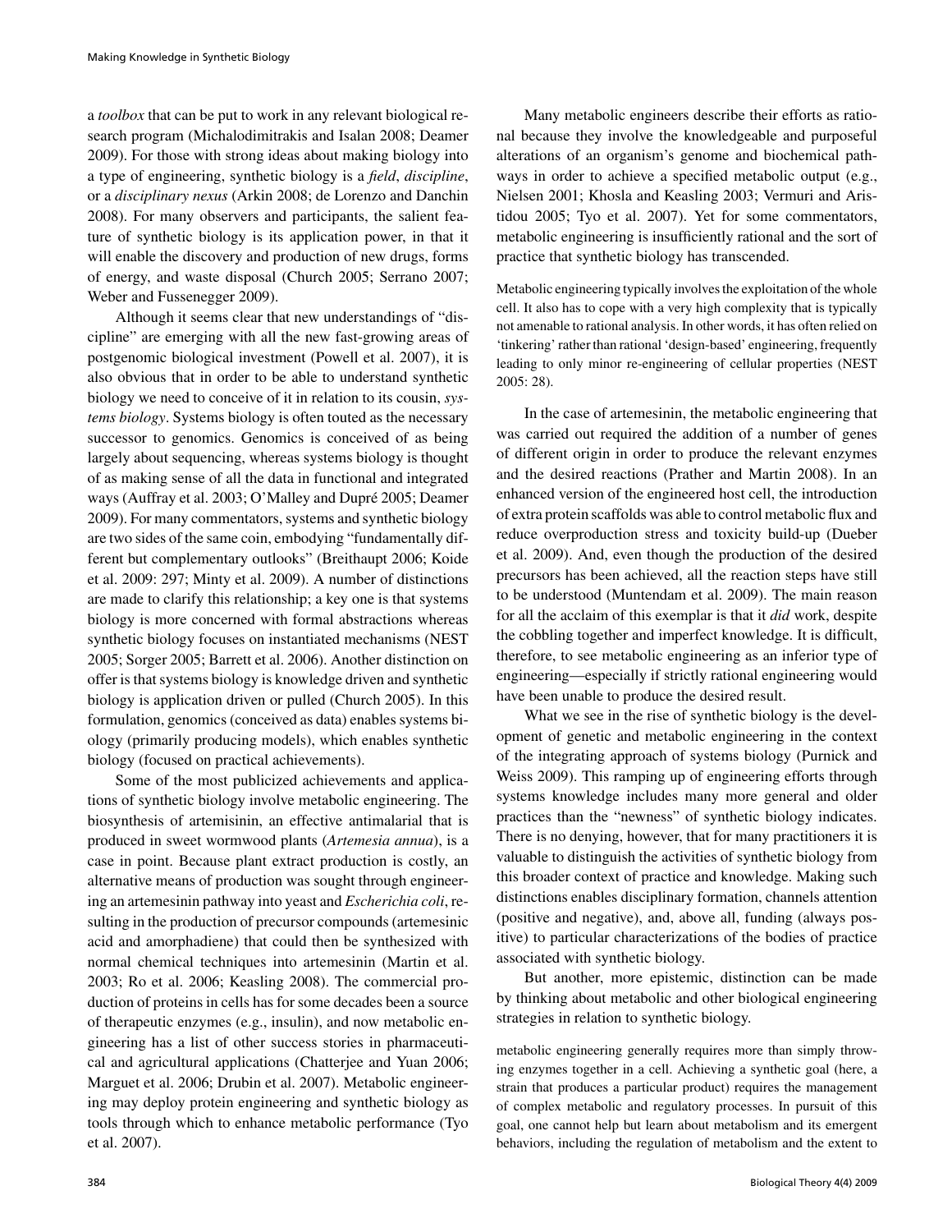a *toolbox* that can be put to work in any relevant biological research program (Michalodimitrakis and Isalan 2008; Deamer 2009). For those with strong ideas about making biology into a type of engineering, synthetic biology is a *field*, *discipline*, or a *disciplinary nexus* (Arkin 2008; de Lorenzo and Danchin 2008). For many observers and participants, the salient feature of synthetic biology is its application power, in that it will enable the discovery and production of new drugs, forms of energy, and waste disposal (Church 2005; Serrano 2007; Weber and Fussenegger 2009).

Although it seems clear that new understandings of "discipline" are emerging with all the new fast-growing areas of postgenomic biological investment (Powell et al. 2007), it is also obvious that in order to be able to understand synthetic biology we need to conceive of it in relation to its cousin, *systems biology*. Systems biology is often touted as the necessary successor to genomics. Genomics is conceived of as being largely about sequencing, whereas systems biology is thought of as making sense of all the data in functional and integrated ways (Auffray et al. 2003; O'Malley and Dupré 2005; Deamer 2009). For many commentators, systems and synthetic biology are two sides of the same coin, embodying "fundamentally different but complementary outlooks" (Breithaupt 2006; Koide et al. 2009: 297; Minty et al. 2009). A number of distinctions are made to clarify this relationship; a key one is that systems biology is more concerned with formal abstractions whereas synthetic biology focuses on instantiated mechanisms (NEST 2005; Sorger 2005; Barrett et al. 2006). Another distinction on offer is that systems biology is knowledge driven and synthetic biology is application driven or pulled (Church 2005). In this formulation, genomics (conceived as data) enables systems biology (primarily producing models), which enables synthetic biology (focused on practical achievements).

Some of the most publicized achievements and applications of synthetic biology involve metabolic engineering. The biosynthesis of artemisinin, an effective antimalarial that is produced in sweet wormwood plants (*Artemesia annua*), is a case in point. Because plant extract production is costly, an alternative means of production was sought through engineering an artemesinin pathway into yeast and *Escherichia coli*, resulting in the production of precursor compounds (artemesinic acid and amorphadiene) that could then be synthesized with normal chemical techniques into artemesinin (Martin et al. 2003; Ro et al. 2006; Keasling 2008). The commercial production of proteins in cells has for some decades been a source of therapeutic enzymes (e.g., insulin), and now metabolic engineering has a list of other success stories in pharmaceutical and agricultural applications (Chatterjee and Yuan 2006; Marguet et al. 2006; Drubin et al. 2007). Metabolic engineering may deploy protein engineering and synthetic biology as tools through which to enhance metabolic performance (Tyo et al. 2007).

Many metabolic engineers describe their efforts as rational because they involve the knowledgeable and purposeful alterations of an organism's genome and biochemical pathways in order to achieve a specified metabolic output (e.g., Nielsen 2001; Khosla and Keasling 2003; Vermuri and Aristidou 2005; Tyo et al. 2007). Yet for some commentators, metabolic engineering is insufficiently rational and the sort of practice that synthetic biology has transcended.

> Metabolic engineering typically involves the exploitation of the whole cell. It also has to cope with a very high complexity that is typically not amenable to rational analysis. In other words, it has often relied on 'tinkering' rather than rational 'design-based' engineering, frequently leading to only minor re-engineering of cellular properties (NEST 2005: 28).

In the case of artemesinin, the metabolic engineering that was carried out required the addition of a number of genes of different origin in order to produce the relevant enzymes and the desired reactions (Prather and Martin 2008). In an enhanced version of the engineered host cell, the introduction of extra protein scaffolds was able to control metabolic flux and reduce overproduction stress and toxicity build-up (Dueber et al. 2009). And, even though the production of the desired precursors has been achieved, all the reaction steps have still to be understood (Muntendam et al. 2009). The main reason for all the acclaim of this exemplar is that it *did* work, despite the cobbling together and imperfect knowledge. It is difficult, therefore, to see metabolic engineering as an inferior type of engineering—especially if strictly rational engineering would have been unable to produce the desired result.

What we see in the rise of synthetic biology is the development of genetic and metabolic engineering in the context of the integrating approach of systems biology (Purnick and Weiss 2009). This ramping up of engineering efforts through systems knowledge includes many more general and older practices than the "newness" of synthetic biology indicates. There is no denying, however, that for many practitioners it is valuable to distinguish the activities of synthetic biology from this broader context of practice and knowledge. Making such distinctions enables disciplinary formation, channels attention (positive and negative), and, above all, funding (always positive) to particular characterizations of the bodies of practice associated with synthetic biology.

But another, more epistemic, distinction can be made by thinking about metabolic and other biological engineering strategies in relation to synthetic biology.

> metabolic engineering generally requires more than simply throwing enzymes together in a cell. Achieving a synthetic goal (here, a strain that produces a particular product) requires the management of complex metabolic and regulatory processes. In pursuit of this goal, one cannot help but learn about metabolism and its emergent behaviors, including the regulation of metabolism and the extent to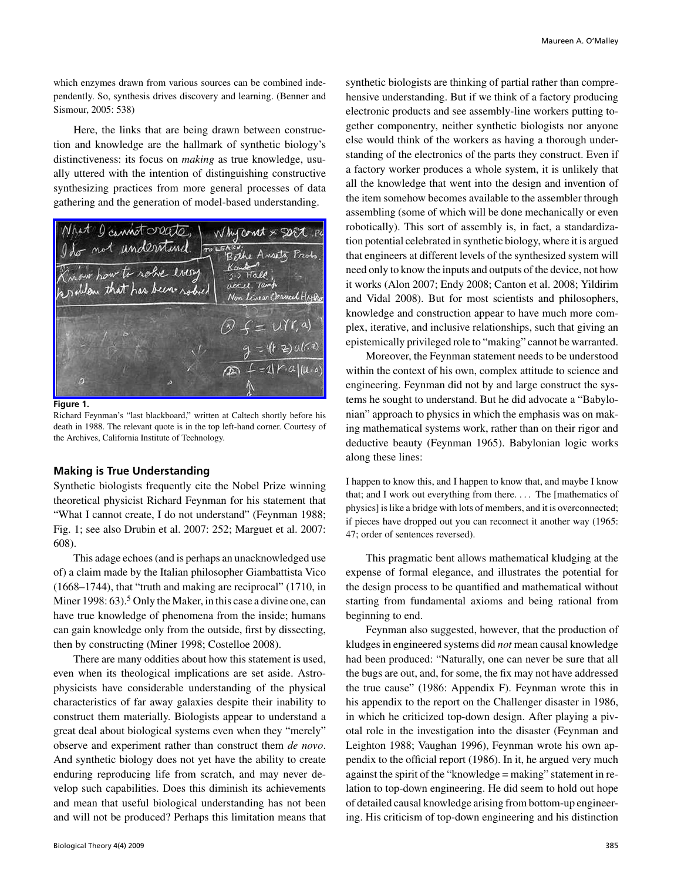which enzymes drawn from various sources can be combined independently. So, synthesis drives discovery and learning. (Benner and Sismour, 2005: 538)

Here, the links that are being drawn between construction and knowledge are the hallmark of synthetic biology's distinctiveness: its focus on *making* as true knowledge, usually uttered with the intention of distinguishing constructive synthesizing practices from more general processes of data gathering and the generation of model-based understanding.

**Figure 1.**
Richard Feynman's "last blackboard," written at Caltech shortly before his death in 1988. The relevant quote is in the top left-hand corner. Courtesy of the Archives, California Institute of Technology.

## Making is True Understanding

Synthetic biologists frequently cite the Nobel Prize winning theoretical physicist Richard Feynman for his statement that "What I cannot create, I do not understand" (Feynman 1988; Fig. 1; see also Drubin et al. 2007: 252; Marguet et al. 2007: 608).

This adage echoes (and is perhaps an unacknowledged use of) a claim made by the Italian philosopher Giambattista Vico (1668–1744), that "truth and making are reciprocal" (1710, in Miner 1998: 63).[5] Only the Maker, in this case a divine one, can have true knowledge of phenomena from the inside; humans can gain knowledge only from the outside, first by dissecting, then by constructing (Miner 1998; Costelloe 2008).

There are many oddities about how this statement is used, even when its theological implications are set aside. Astrophysicists have considerable understanding of the physical characteristics of far away galaxies despite their inability to construct them materially. Biologists appear to understand a great deal about biological systems even when they "merely" observe and experiment rather than construct them *de novo*. And synthetic biology does not yet have the ability to create enduring reproducing life from scratch, and may never develop such capabilities. Does this diminish its achievements and mean that useful biological understanding has not been and will not be produced? Perhaps this limitation means that synthetic biologists are thinking of partial rather than comprehensive understanding. But if we think of a factory producing electronic products and see assembly-line workers putting together componentry, neither synthetic biologists nor anyone else would think of the workers as having a thorough understanding of the electronics of the parts they construct. Even if a factory worker produces a whole system, it is unlikely that all the knowledge that went into the design and invention of the item somehow becomes available to the assembler through assembling (some of which will be done mechanically or even robotically). This sort of assembly is, in fact, a standardization potential celebrated in synthetic biology, where it is argued that engineers at different levels of the synthesized system will need only to know the inputs and outputs of the device, not how it works (Alon 2007; Endy 2008; Canton et al. 2008; Yildirim and Vidal 2008). But for most scientists and philosophers, knowledge and construction appear to have much more complex, iterative, and inclusive relationships, such that giving an epistemically privileged role to "making" cannot be warranted.

Moreover, the Feynman statement needs to be understood within the context of his own, complex attitude to science and engineering. Feynman did not by and large construct the systems he sought to understand. But he did advocate a "Babylonian" approach to physics in which the emphasis was on making mathematical systems work, rather than on their rigor and deductive beauty (Feynman 1965). Babylonian logic works along these lines:

I happen to know this, and I happen to know that, and maybe I know that; and I work out everything from there. . . . The [mathematics of physics] is like a bridge with lots of members, and it is overconnected; if pieces have dropped out you can reconnect it another way (1965: 47; order of sentences reversed).

This pragmatic bent allows mathematical kludging at the expense of formal elegance, and illustrates the potential for the design process to be quantified and mathematical without starting from fundamental axioms and being rational from beginning to end.

Feynman also suggested, however, that the production of kludges in engineered systems did *not* mean causal knowledge had been produced: "Naturally, one can never be sure that all the bugs are out, and, for some, the fix may not have addressed the true cause" (1986: Appendix F). Feynman wrote this in his appendix to the report on the Challenger disaster in 1986, in which he criticized top-down design. After playing a pivotal role in the investigation into the disaster (Feynman and Leighton 1988; Vaughan 1996), Feynman wrote his own appendix to the official report (1986). In it, he argued very much against the spirit of the "knowledge = making" statement in relation to top-down engineering. He did seem to hold out hope of detailed causal knowledge arising from bottom-up engineering. His criticism of top-down engineering and his distinction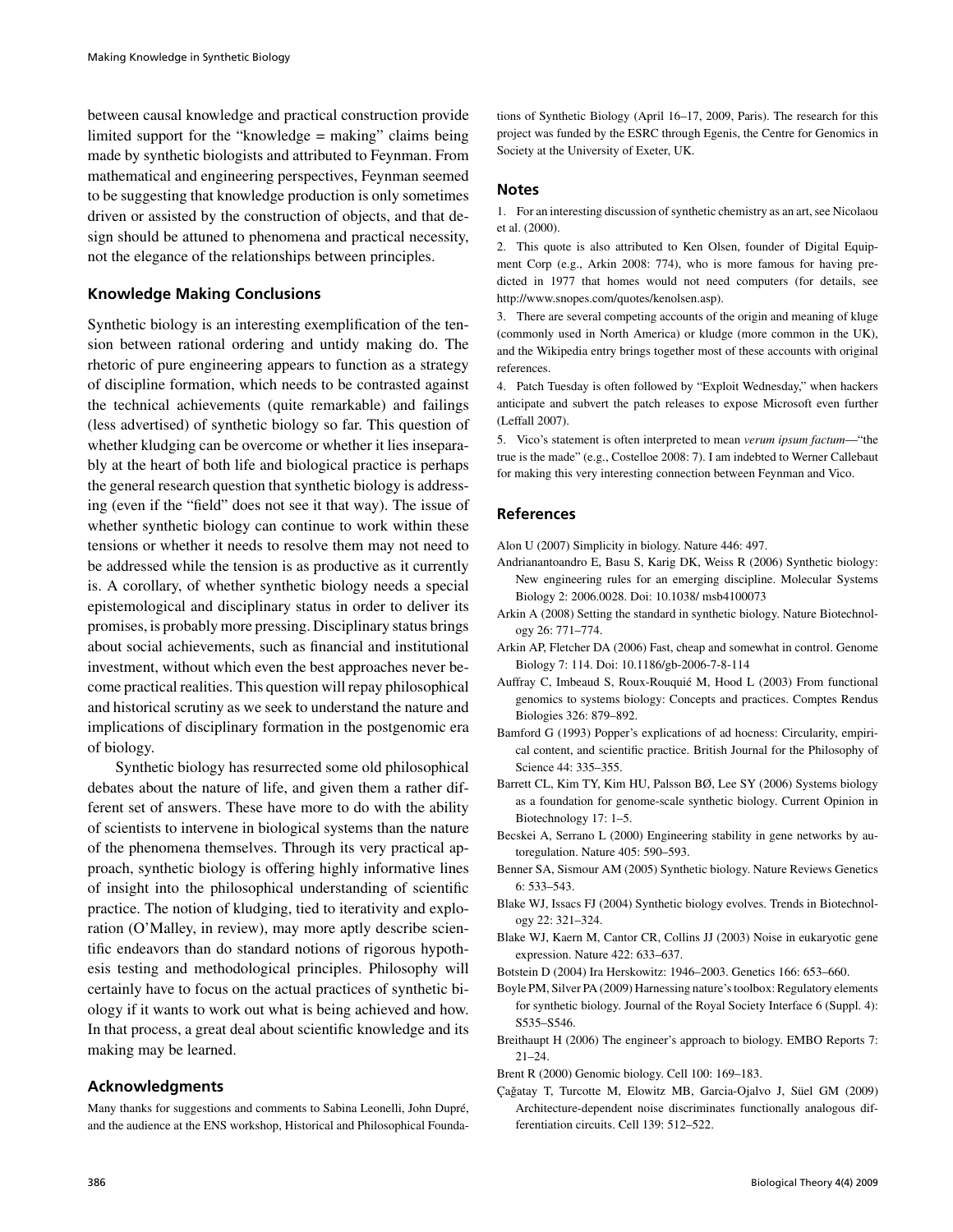between causal knowledge and practical construction provide limited support for the "knowledge = making" claims being made by synthetic biologists and attributed to Feynman. From mathematical and engineering perspectives, Feynman seemed to be suggesting that knowledge production is only sometimes driven or assisted by the construction of objects, and that design should be attuned to phenomena and practical necessity, not the elegance of the relationships between principles.

### Knowledge Making Conclusions

Synthetic biology is an interesting exemplification of the tension between rational ordering and untidy making do. The rhetoric of pure engineering appears to function as a strategy of discipline formation, which needs to be contrasted against the technical achievements (quite remarkable) and failings (less advertised) of synthetic biology so far. This question of whether kludging can be overcome or whether it lies inseparably at the heart of both life and biological practice is perhaps the general research question that synthetic biology is addressing (even if the "field" does not see it that way). The issue of whether synthetic biology can continue to work within these tensions or whether it needs to resolve them may not need to be addressed while the tension is as productive as it currently is. A corollary, of whether synthetic biology needs a special epistemological and disciplinary status in order to deliver its promises, is probably more pressing. Disciplinary status brings about social achievements, such as financial and institutional investment, without which even the best approaches never become practical realities. This question will repay philosophical and historical scrutiny as we seek to understand the nature and implications of disciplinary formation in the postgenomic era of biology.

Synthetic biology has resurrected some old philosophical debates about the nature of life, and given them a rather different set of answers. These have more to do with the ability of scientists to intervene in biological systems than the nature of the phenomena themselves. Through its very practical approach, synthetic biology is offering highly informative lines of insight into the philosophical understanding of scientific practice. The notion of kludging, tied to iterativity and exploration (O'Malley, in review), may more aptly describe scientific endeavors than do standard notions of rigorous hypothesis testing and methodological principles. Philosophy will certainly have to focus on the actual practices of synthetic biology if it wants to work out what is being achieved and how. In that process, a great deal about scientific knowledge and its making may be learned.

### Acknowledgments

Many thanks for suggestions and comments to Sabina Leonelli, John Dupré, and the audience at the ENS workshop, Historical and Philosophical Foundations of Synthetic Biology (April 16–17, 2009, Paris). The research for this project was funded by the ESRC through Egenis, the Centre for Genomics in Society at the University of Exeter, UK.

### Notes

1. For an interesting discussion of synthetic chemistry as an art, see Nicolaou et al. (2000).
2. This quote is also attributed to Ken Olsen, founder of Digital Equipment Corp (e.g., Arkin 2008: 774), who is more famous for having predicted in 1977 that homes would not need computers (for details, see http://www.snopes.com/quotes/kenolsen.asp).
3. There are several competing accounts of the origin and meaning of kluge (commonly used in North America) or kludge (more common in the UK), and the Wikipedia entry brings together most of these accounts with original references.
4. Patch Tuesday is often followed by "Exploit Wednesday," when hackers anticipate and subvert the patch releases to expose Microsoft even further (Leffall 2007).
5. Vico's statement is often interpreted to mean *verum ipsum factum*—"the true is the made" (e.g., Costelloe 2008: 7). I am indebted to Werner Callebaut for making this very interesting connection between Feynman and Vico.

### References

Alon U (2007) Simplicity in biology. Nature 446: 497.

Andrianantoandro E, Basu S, Karig DK, Weiss R (2006) Synthetic biology: New engineering rules for an emerging discipline. Molecular Systems Biology 2: 2006.0028. Doi: 10.1038/ msb4100073

Arkin A (2008) Setting the standard in synthetic biology. Nature Biotechnology 26: 771–774.

Arkin AP, Fletcher DA (2006) Fast, cheap and somewhat in control. Genome Biology 7: 114. Doi: 10.1186/gb-2006-7-8-114

Auffray C, Imbeaud S, Roux-Rouquié M, Hood L (2003) From functional genomics to systems biology: Concepts and practices. Comptes Rendus Biologies 326: 879–892.

Bamford G (1993) Popper's explications of ad hocness: Circularity, empirical content, and scientific practice. British Journal for the Philosophy of Science 44: 335–355.

Barrett CL, Kim TY, Kim HU, Palsson BØ, Lee SY (2006) Systems biology as a foundation for genome-scale synthetic biology. Current Opinion in Biotechnology 17: 1–5.

Becskei A, Serrano L (2000) Engineering stability in gene networks by autoregulation. Nature 405: 590–593.

Benner SA, Sismour AM (2005) Synthetic biology. Nature Reviews Genetics 6: 533–543.

Blake WJ, Issacs FJ (2004) Synthetic biology evolves. Trends in Biotechnology 22: 321–324.

Blake WJ, Kaern M, Cantor CR, Collins JJ (2003) Noise in eukaryotic gene expression. Nature 422: 633–637.

Botstein D (2004) Ira Herskowitz: 1946–2003. Genetics 166: 653–660.

Boyle PM, Silver PA (2009) Harnessing nature's toolbox: Regulatory elements for synthetic biology. Journal of the Royal Society Interface 6 (Suppl. 4): S535–S546.

Breithaupt H (2006) The engineer's approach to biology. EMBO Reports 7: 21–24.

Brent R (2000) Genomic biology. Cell 100: 169–183.

Çağatay T, Turcotte M, Elowitz MB, Garcia-Ojalvo J, Süel GM (2009) Architecture-dependent noise discriminates functionally analogous differentiation circuits. Cell 139: 512–522.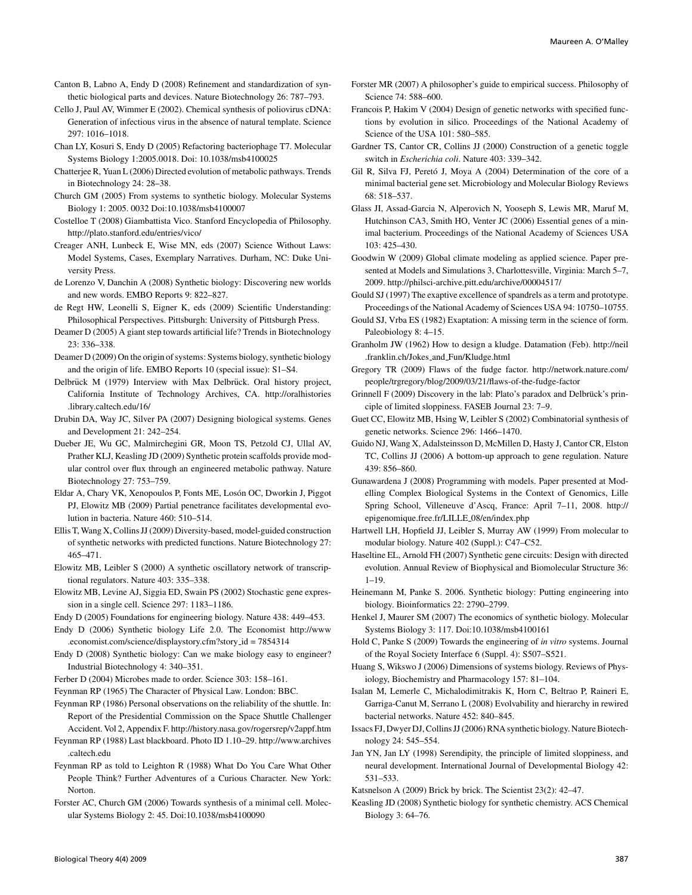Canton B, Labno A, Endy D (2008) Refinement and standardization of synthetic biological parts and devices. Nature Biotechnology 26: 787–793.

Cello J, Paul AV, Wimmer E (2002). Chemical synthesis of poliovirus cDNA: Generation of infectious virus in the absence of natural template. Science 297: 1016–1018.

Chan LY, Kosuri S, Endy D (2005) Refactoring bacteriophage T7. Molecular Systems Biology 1:2005.0018. Doi: 10.1038/msb4100025

Chatterjee R, Yuan L (2006) Directed evolution of metabolic pathways. Trends in Biotechnology 24: 28–38.

Church GM (2005) From systems to synthetic biology. Molecular Systems Biology 1: 2005. 0032 Doi:10.1038/msb4100007

Costelloe T (2008) Giambattista Vico. Stanford Encyclopedia of Philosophy. http://plato.stanford.edu/entries/vico/

Creager ANH, Lunbeck E, Wise MN, eds (2007) Science Without Laws: Model Systems, Cases, Exemplary Narratives. Durham, NC: Duke University Press.

de Lorenzo V, Danchin A (2008) Synthetic biology: Discovering new worlds and new words. EMBO Reports 9: 822–827.

de Regt HW, Leonelli S, Eigner K, eds (2009) Scientific Understanding: Philosophical Perspectives. Pittsburgh: University of Pittsburgh Press.

Deamer D (2005) A giant step towards artificial life? Trends in Biotechnology 23: 336–338.

Deamer D (2009) On the origin of systems: Systems biology, synthetic biology and the origin of life. EMBO Reports 10 (special issue): S1–S4.

Delbrück M (1979) Interview with Max Delbrück. Oral history project, California Institute of Technology Archives, CA. http://oralhistories.library.caltech.edu/16/

Drubin DA, Way JC, Silver PA (2007) Designing biological systems. Genes and Development 21: 242–254.

Dueber JE, Wu GC, Malmirchegini GR, Moon TS, Petzold CJ, Ullal AV, Prather KLJ, Keasling JD (2009) Synthetic protein scaffolds provide modular control over flux through an engineered metabolic pathway. Nature Biotechnology 27: 753–759.

Eldar A, Chary VK, Xenopoulos P, Fonts ME, Losón OC, Dworkin J, Piggot PJ, Elowitz MB (2009) Partial penetrance facilitates developmental evolution in bacteria. Nature 460: 510–514.

Ellis T, Wang X, Collins JJ (2009) Diversity-based, model-guided construction of synthetic networks with predicted functions. Nature Biotechnology 27: 465–471.

Elowitz MB, Leibler S (2000) A synthetic oscillatory network of transcriptional regulators. Nature 403: 335–338.

Elowitz MB, Levine AJ, Siggia ED, Swain PS (2002) Stochastic gene expression in a single cell. Science 297: 1183–1186.

Endy D (2005) Foundations for engineering biology. Nature 438: 449–453.

Endy D (2006) Synthetic biology Life 2.0. The Economist http://www.economist.com/science/displaystory.cfm?story_id = 7854314

Endy D (2008) Synthetic biology: Can we make biology easy to engineer? Industrial Biotechnology 4: 340–351.

Ferber D (2004) Microbes made to order. Science 303: 158–161.

Feynman RP (1965) The Character of Physical Law. London: BBC.

Feynman RP (1986) Personal observations on the reliability of the shuttle. In: Report of the Presidential Commission on the Space Shuttle Challenger Accident. Vol 2, Appendix F. http://history.nasa.gov/rogersrep/v2appf.htm

Feynman RP (1988) Last blackboard. Photo ID 1.10–29. http://www.archives.caltech.edu

Feynman RP as told to Leighton R (1988) What Do You Care What Other People Think? Further Adventures of a Curious Character. New York: Norton.

Forster AC, Church GM (2006) Towards synthesis of a minimal cell. Molecular Systems Biology 2: 45. Doi:10.1038/msb4100090

Forster MR (2007) A philosopher's guide to empirical success. Philosophy of Science 74: 588–600.

Francois P, Hakim V (2004) Design of genetic networks with specified functions by evolution in silico. Proceedings of the National Academy of Science of the USA 101: 580–585.

Gardner TS, Cantor CR, Collins JJ (2000) Construction of a genetic toggle switch in *Escherichia coli*. Nature 403: 339–342.

Gil R, Silva FJ, Peretó J, Moya A (2004) Determination of the core of a minimal bacterial gene set. Microbiology and Molecular Biology Reviews 68: 518–537.

Glass JI, Assad-Garcia N, Alperovich N, Yooseph S, Lewis MR, Maruf M, Hutchinson CA3, Smith HO, Venter JC (2006) Essential genes of a minimal bacterium. Proceedings of the National Academy of Sciences USA 103: 425–430.

Goodwin W (2009) Global climate modeling as applied science. Paper presented at Models and Simulations 3, Charlottesville, Virginia: March 5–7, 2009. http://philsci-archive.pitt.edu/archive/00004517/

Gould SJ (1997) The exaptive excellence of spandrels as a term and prototype. Proceedings of the National Academy of Sciences USA 94: 10750–10755.

Gould SJ, Vrba ES (1982) Exaptation: A missing term in the science of form. Paleobiology 8: 4–15.

Granholm JW (1962) How to design a kludge. Datamation (Feb). http://neil.franklin.ch/Jokes_and_Fun/Kludge.html

Gregory TR (2009) Flaws of the fudge factor. http://network.nature.com/people/trgregory/blog/2009/03/21/flaws-of-the-fudge-factor

Grinnell F (2009) Discovery in the lab: Plato's paradox and Delbrück's principle of limited sloppiness. FASEB Journal 23: 7–9.

Guet CC, Elowitz MB, Hsing W, Leibler S (2002) Combinatorial synthesis of genetic networks. Science 296: 1466–1470.

Guido NJ, Wang X, Adalsteinsson D, McMillen D, Hasty J, Cantor CR, Elston TC, Collins JJ (2006) A bottom-up approach to gene regulation. Nature 439: 856–860.

Gunawardena J (2008) Programming with models. Paper presented at Modelling Complex Biological Systems in the Context of Genomics, Lille Spring School, Villeneuve d'Ascq, France: April 7–11, 2008. http://epigenomique.free.fr/LILLE_08/en/index.php

Hartwell LH, Hopfield JJ, Leibler S, Murray AW (1999) From molecular to modular biology. Nature 402 (Suppl.): C47–C52.

Haseltine EL, Arnold FH (2007) Synthetic gene circuits: Design with directed evolution. Annual Review of Biophysical and Biomolecular Structure 36: 1–19.

Heinemann M, Panke S. 2006. Synthetic biology: Putting engineering into biology. Bioinformatics 22: 2790–2799.

Henkel J, Maurer SM (2007) The economics of synthetic biology. Molecular Systems Biology 3: 117. Doi:10.1038/msb4100161

Hold C, Panke S (2009) Towards the engineering of *in vitro* systems. Journal of the Royal Society Interface 6 (Suppl. 4): S507–S521.

Huang S, Wikswo J (2006) Dimensions of systems biology. Reviews of Physiology, Biochemistry and Pharmacology 157: 81–104.

Isalan M, Lemerle C, Michalodimitrakis K, Horn C, Beltrao P, Raineri E, Garriga-Canut M, Serrano L (2008) Evolvability and hierarchy in rewired bacterial networks. Nature 452: 840–845.

Issacs FJ, Dwyer DJ, Collins JJ (2006) RNA synthetic biology. Nature Biotechnology 24: 545–554.

Jan YN, Jan LY (1998) Serendipity, the principle of limited sloppiness, and neural development. International Journal of Developmental Biology 42: 531–533.

Katsnelson A (2009) Brick by brick. The Scientist 23(2): 42–47.

Keasling JD (2008) Synthetic biology for synthetic chemistry. ACS Chemical Biology 3: 64–76.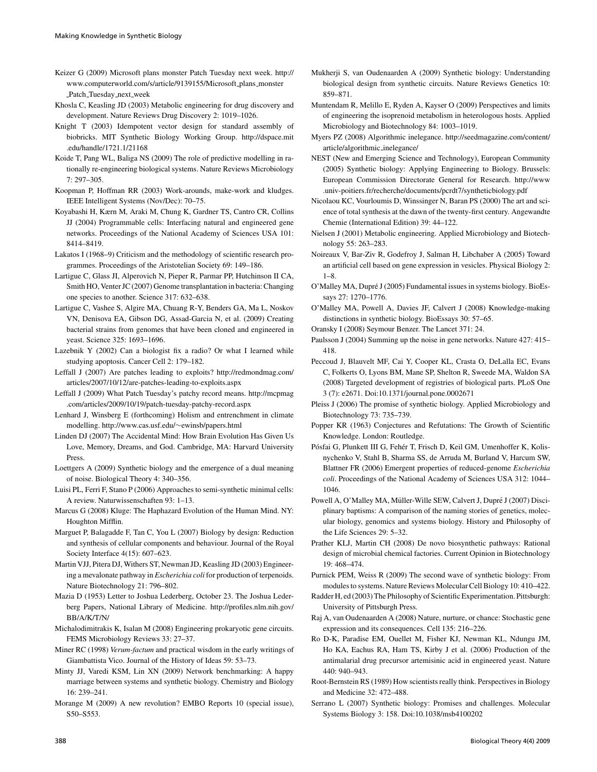Keizer G (2009) Microsoft plans monster Patch Tuesday next week. http://www.computerworld.com/s/article/9139155/Microsoft_plans_monster_Patch_Tuesday_next_week

Khosla C, Keasling JD (2003) Metabolic engineering for drug discovery and development. Nature Reviews Drug Discovery 2: 1019–1026.

Knight T (2003) Idempotent vector design for standard assembly of biobricks. MIT Synthetic Biology Working Group. http://dspace.mit.edu/handle/1721.1/21168

Koide T, Pang WL, Baliga NS (2009) The role of predictive modelling in rationally re-engineering biological systems. Nature Reviews Microbiology 7: 297–305.

Koopman P, Hoffman RR (2003) Work-arounds, make-work and kludges. IEEE Intelligent Systems (Nov/Dec): 70–75.

Koyabashi H, Kærn M, Araki M, Chung K, Gardner TS, Cantro CR, Collins JJ (2004) Programmable cells: Interfacing natural and engineered gene networks. Proceedings of the National Academy of Sciences USA 101: 8414–8419.

Lakatos I (1968–9) Criticism and the methodology of scientific research programmes. Proceedings of the Aristotelian Society 69: 149–186.

Lartigue C, Glass JI, Alperovich N, Pieper R, Parmar PP, Hutchinson II CA, Smith HO, Venter JC (2007) Genome transplantation in bacteria: Changing one species to another. Science 317: 632–638.

Lartigue C, Vashee S, Algire MA, Chuang R-Y, Benders GA, Ma L, Noskov VN, Denisova EA, Gibson DG, Assad-Garcia N, et al. (2009) Creating bacterial strains from genomes that have been cloned and engineered in yeast. Science 325: 1693–1696.

Lazebnik Y (2002) Can a biologist fix a radio? Or what I learned while studying apoptosis. Cancer Cell 2: 179–182.

Leffall J (2007) Are patches leading to exploits? http://redmondmag.com/articles/2007/10/12/are-patches-leading-to-exploits.aspx

Leffall J (2009) What Patch Tuesday's patchy record means. http://mcpmag.com/articles/2009/10/19/patch-tuesday-patchy-record.aspx

Lenhard J, Winsberg E (forthcoming) Holism and entrenchment in climate modelling. http://www.cas.usf.edu/~ewinsb/papers.html

Linden DJ (2007) The Accidental Mind: How Brain Evolution Has Given Us Love, Memory, Dreams, and God. Cambridge, MA: Harvard University Press.

Loettgers A (2009) Synthetic biology and the emergence of a dual meaning of noise. Biological Theory 4: 340–356.

Luisi PL, Ferri F, Stano P (2006) Approaches to semi-synthetic minimal cells: A review. Naturwissenschaften 93: 1–13.

Marcus G (2008) Kluge: The Haphazard Evolution of the Human Mind. NY: Houghton Mifflin.

Marguet P, Balagadde F, Tan C, You L (2007) Biology by design: Reduction and synthesis of cellular components and behaviour. Journal of the Royal Society Interface 4(15): 607–623.

Martin VJJ, Pitera DJ, Withers ST, Newman JD, Keasling JD (2003) Engineering a mevalonate pathway in *Escherichia coli* for production of terpenoids. Nature Biotechnology 21: 796–802.

Mazia D (1953) Letter to Joshua Lederberg, October 23. The Joshua Lederberg Papers, National Library of Medicine. http://profiles.nlm.nih.gov/BB/A/K/T/N/

Michalodimitrakis K, Isalan M (2008) Engineering prokaryotic gene circuits. FEMS Microbiology Reviews 33: 27–37.

Miner RC (1998) *Verum-factum* and practical wisdom in the early writings of Giambattista Vico. Journal of the History of Ideas 59: 53–73.

Minty JJ, Varedi KSM, Lin XN (2009) Network benchmarking: A happy marriage between systems and synthetic biology. Chemistry and Biology 16: 239–241.

Morange M (2009) A new revolution? EMBO Reports 10 (special issue), S50–S553.

Mukherji S, van Oudenaarden A (2009) Synthetic biology: Understanding biological design from synthetic circuits. Nature Reviews Genetics 10: 859–871.

Muntendam R, Melillo E, Ryden A, Kayser O (2009) Perspectives and limits of engineering the isoprenoid metabolism in heterologous hosts. Applied Microbiology and Biotechnology 84: 1003–1019.

Myers PZ (2008) Algorithmic inelegance. http://seedmagazine.com/content/article/algorithmic_inelegance/

NEST (New and Emerging Science and Technology), European Community (2005) Synthetic biology: Applying Engineering to Biology. Brussels: European Commission Directorate General for Research. http://www.univ-poitiers.fr/recherche/documents/pcrdt7/syntheticbiology.pdf

Nicolaou KC, Vourloumis D, Winssinger N, Baran PS (2000) The art and science of total synthesis at the dawn of the twenty-first century. Angewandte Chemie (International Edition) 39: 44–122.

Nielsen J (2001) Metabolic engineering. Applied Microbiology and Biotechnology 55: 263–283.

Noireaux V, Bar-Ziv R, Godefroy J, Salman H, Libchaber A (2005) Toward an artificial cell based on gene expression in vesicles. Physical Biology 2: 1–8.

O'Malley MA, Dupré J (2005) Fundamental issues in systems biology. BioEssays 27: 1270–1776.

O'Malley MA, Powell A, Davies JF, Calvert J (2008) Knowledge-making distinctions in synthetic biology. BioEssays 30: 57–65.

Oransky I (2008) Seymour Benzer. The Lancet 371: 24.

Paulsson J (2004) Summing up the noise in gene networks. Nature 427: 415–418.

Peccoud J, Blauvelt MF, Cai Y, Cooper KL, Crasta O, DeLalla EC, Evans C, Folkerts O, Lyons BM, Mane SP, Shelton R, Sweede MA, Waldon SA (2008) Targeted development of registries of biological parts. PLoS One 3 (7): e2671. Doi:10.1371/journal.pone.0002671

Pleiss J (2006) The promise of synthetic biology. Applied Microbiology and Biotechnology 73: 735–739.

Popper KR (1963) Conjectures and Refutations: The Growth of Scientific Knowledge. London: Routledge.

Pósfai G, Plunkett III G, Fehér T, Frisch D, Keil GM, Umenhoffer K, Kolisnychenko V, Stahl B, Sharma SS, de Arruda M, Burland V, Harcum SW, Blattner FR (2006) Emergent properties of reduced-genome *Escherichia coli*. Proceedings of the National Academy of Sciences USA 312: 1044–1046.

Powell A, O'Malley MA, Müller-Wille SEW, Calvert J, Dupré J (2007) Disciplinary baptisms: A comparison of the naming stories of genetics, molecular biology, genomics and systems biology. History and Philosophy of the Life Sciences 29: 5–32.

Prather KLJ, Martin CH (2008) De novo biosynthetic pathways: Rational design of microbial chemical factories. Current Opinion in Biotechnology 19: 468–474.

Purnick PEM, Weiss R (2009) The second wave of synthetic biology: From modules to systems. Nature Reviews Molecular Cell Biology 10: 410–422.

Radder H, ed (2003) The Philosophy of Scientific Experimentation. Pittsburgh: University of Pittsburgh Press.

Raj A, van Oudenaarden A (2008) Nature, nurture, or chance: Stochastic gene expression and its consequences. Cell 135: 216–226.

Ro D-K, Paradise EM, Ouellet M, Fisher KJ, Newman KL, Ndungu JM, Ho KA, Eachus RA, Ham TS, Kirby J et al. (2006) Production of the antimalarial drug precursor artemisinic acid in engineered yeast. Nature 440: 940–943.

Root-Bernstein RS (1989) How scientists really think. Perspectives in Biology and Medicine 32: 472–488.

Serrano L (2007) Synthetic biology: Promises and challenges. Molecular Systems Biology 3: 158. Doi:10.1038/msb4100202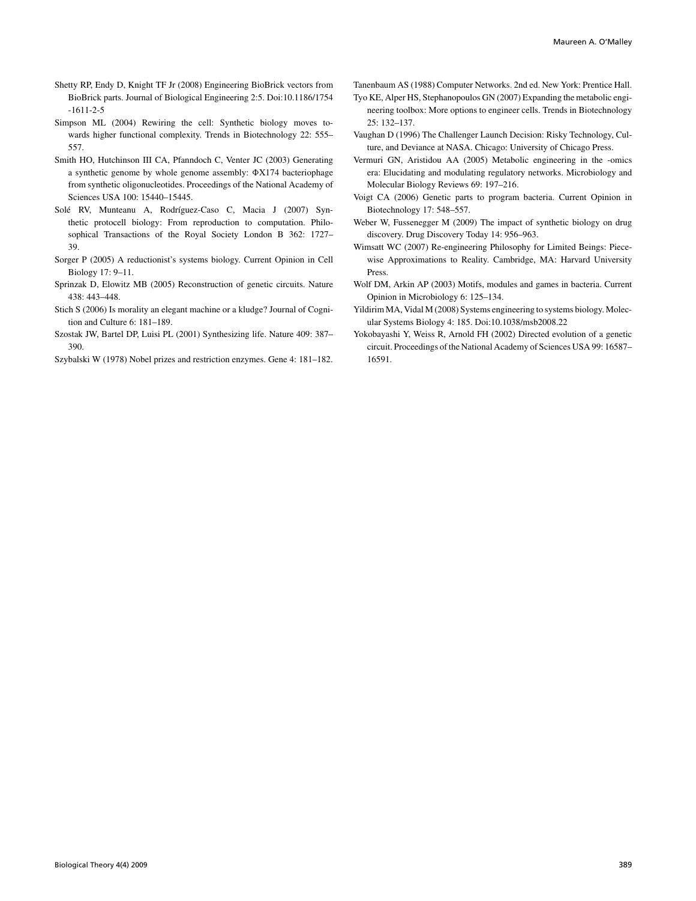Shetty RP, Endy D, Knight TF Jr (2008) Engineering BioBrick vectors from BioBrick parts. Journal of Biological Engineering 2:5. Doi:10.1186/1754-1611-2-5

Simpson ML (2004) Rewiring the cell: Synthetic biology moves towards higher functional complexity. Trends in Biotechnology 22: 555–557.

Smith HO, Hutchinson III CA, Pfanndoch C, Venter JC (2003) Generating a synthetic genome by whole genome assembly: ΦX174 bacteriophage from synthetic oligonucleotides. Proceedings of the National Academy of Sciences USA 100: 15440–15445.

Solé RV, Munteanu A, Rodríguez-Caso C, Macia J (2007) Synthetic protocell biology: From reproduction to computation. Philosophical Transactions of the Royal Society London B 362: 1727–39.

Sorger P (2005) A reductionist's systems biology. Current Opinion in Cell Biology 17: 9–11.

Sprinzak D, Elowitz MB (2005) Reconstruction of genetic circuits. Nature 438: 443–448.

Stich S (2006) Is morality an elegant machine or a kludge? Journal of Cognition and Culture 6: 181–189.

Szostak JW, Bartel DP, Luisi PL (2001) Synthesizing life. Nature 409: 387–390.

Szybalski W (1978) Nobel prizes and restriction enzymes. Gene 4: 181–182.

Tanenbaum AS (1988) Computer Networks. 2nd ed. New York: Prentice Hall.

Tyo KE, Alper HS, Stephanopoulos GN (2007) Expanding the metabolic engineering toolbox: More options to engineer cells. Trends in Biotechnology 25: 132–137.

Vaughan D (1996) The Challenger Launch Decision: Risky Technology, Culture, and Deviance at NASA. Chicago: University of Chicago Press.

Vermuri GN, Aristidou AA (2005) Metabolic engineering in the -omics era: Elucidating and modulating regulatory networks. Microbiology and Molecular Biology Reviews 69: 197–216.

Voigt CA (2006) Genetic parts to program bacteria. Current Opinion in Biotechnology 17: 548–557.

Weber W, Fussenegger M (2009) The impact of synthetic biology on drug discovery. Drug Discovery Today 14: 956–963.

Wimsatt WC (2007) Re-engineering Philosophy for Limited Beings: Piecewise Approximations to Reality. Cambridge, MA: Harvard University Press.

Wolf DM, Arkin AP (2003) Motifs, modules and games in bacteria. Current Opinion in Microbiology 6: 125–134.

Yildirim MA, Vidal M (2008) Systems engineering to systems biology. Molecular Systems Biology 4: 185. Doi:10.1038/msb2008.22

Yokobayashi Y, Weiss R, Arnold FH (2002) Directed evolution of a genetic circuit. Proceedings of the National Academy of Sciences USA 99: 16587–16591.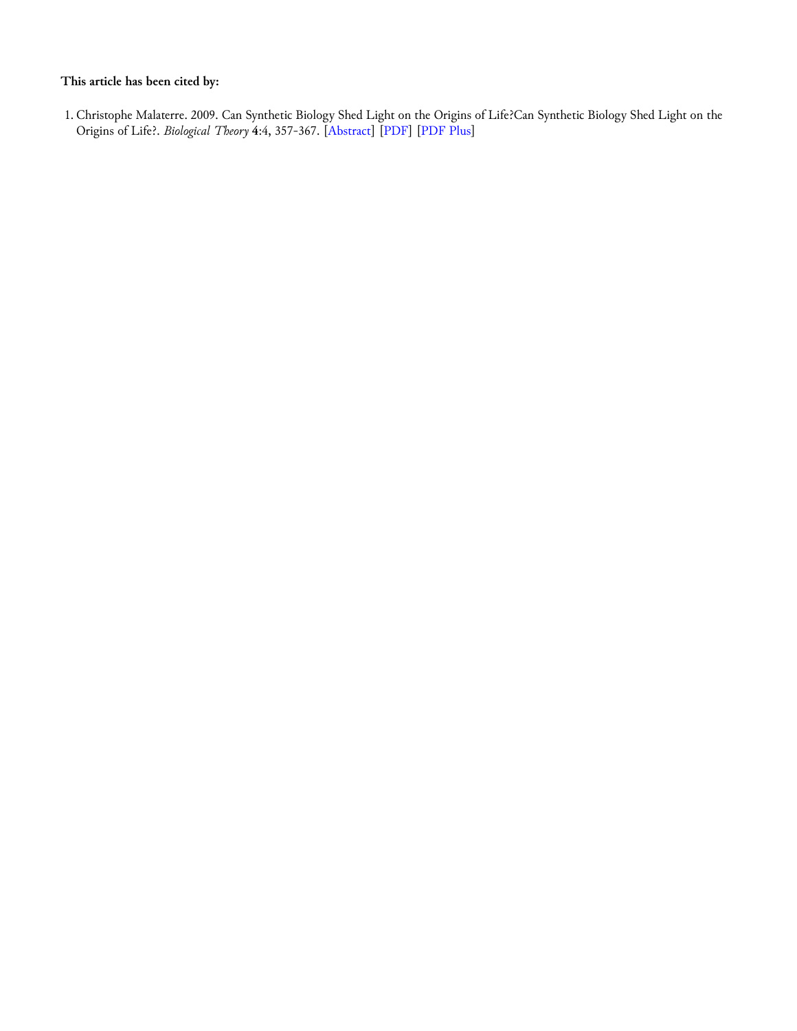**This article has been cited by:**

1. Christophe Malaterre. 2009. Can Synthetic Biology Shed Light on the Origins of Life?Can Synthetic Biology Shed Light on the Origins of Life?. *Biological Theory* **4**:4, 357-367. [Abstract] [PDF] [PDF Plus]